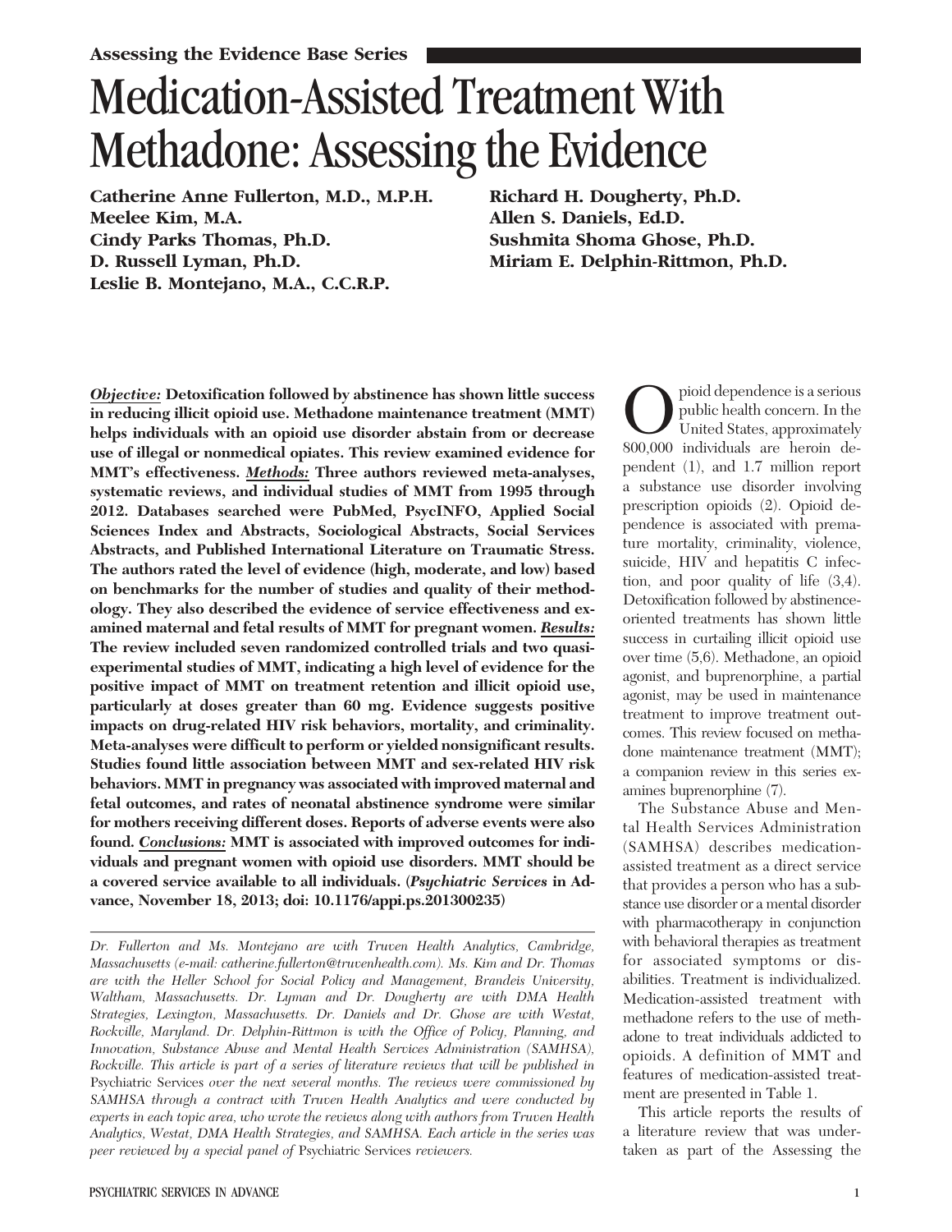**Assessing the Evidence Base Series**

# Medication-Assisted Treatment With Methadone: Assessing the Evidence

**Catherine Anne Fullerton, M.D., M.P.H.**
**Meelee Kim, M.A.**
**Cindy Parks Thomas, Ph.D.**
**D. Russell Lyman, Ph.D.**
**Leslie B. Montejano, M.A., C.C.R.P.**
**Richard H. Dougherty, Ph.D.**
**Allen S. Daniels, Ed.D.**
**Sushmita Shoma Ghose, Ph.D.**
**Miriam E. Delphin-Rittmon, Ph.D.**

***Objective:*** **Detoxification followed by abstinence has shown little success in reducing illicit opioid use. Methadone maintenance treatment (MMT) helps individuals with an opioid use disorder abstain from or decrease use of illegal or nonmedical opiates. This review examined evidence for MMT's effectiveness.** ***Methods:*** **Three authors reviewed meta-analyses, systematic reviews, and individual studies of MMT from 1995 through 2012. Databases searched were PubMed, PsycINFO, Applied Social Sciences Index and Abstracts, Sociological Abstracts, Social Services Abstracts, and Published International Literature on Traumatic Stress. The authors rated the level of evidence (high, moderate, and low) based on benchmarks for the number of studies and quality of their methodology. They also described the evidence of service effectiveness and examined maternal and fetal results of MMT for pregnant women.** ***Results:*** **The review included seven randomized controlled trials and two quasi-experimental studies of MMT, indicating a high level of evidence for the positive impact of MMT on treatment retention and illicit opioid use, particularly at doses greater than 60 mg. Evidence suggests positive impacts on drug-related HIV risk behaviors, mortality, and criminality. Meta-analyses were difficult to perform or yielded nonsignificant results. Studies found little association between MMT and sex-related HIV risk behaviors. MMT in pregnancy was associated with improved maternal and fetal outcomes, and rates of neonatal abstinence syndrome were similar for mothers receiving different doses. Reports of adverse events were also found.** ***Conclusions:*** **MMT is associated with improved outcomes for individuals and pregnant women with opioid use disorders. MMT should be a covered service available to all individuals. (*Psychiatric Services* in Advance, November 18, 2013; doi: 10.1176/appi.ps.201300235)**

*Dr. Fullerton and Ms. Montejano are with Truven Health Analytics, Cambridge, Massachusetts (e-mail: catherine.fullerton@truvenhealth.com). Ms. Kim and Dr. Thomas are with the Heller School for Social Policy and Management, Brandeis University, Waltham, Massachusetts. Dr. Lyman and Dr. Dougherty are with DMA Health Strategies, Lexington, Massachusetts. Dr. Daniels and Dr. Ghose are with Westat, Rockville, Maryland. Dr. Delphin-Rittmon is with the Office of Policy, Planning, and Innovation, Substance Abuse and Mental Health Services Administration (SAMHSA), Rockville. This article is part of a series of literature reviews that will be published in* Psychiatric Services *over the next several months. The reviews were commissioned by SAMHSA through a contract with Truven Health Analytics and were conducted by experts in each topic area, who wrote the reviews along with authors from Truven Health Analytics, Westat, DMA Health Strategies, and SAMHSA. Each article in the series was peer reviewed by a special panel of* Psychiatric Services *reviewers.*

Opioid dependence is a serious public health concern. In the United States, approximately 800,000 individuals are heroin dependent (1), and 1.7 million report a substance use disorder involving prescription opioids (2). Opioid dependence is associated with premature mortality, criminality, violence, suicide, HIV and hepatitis C infection, and poor quality of life (3,4). Detoxification followed by abstinence-oriented treatments has shown little success in curtailing illicit opioid use over time (5,6). Methadone, an opioid agonist, and buprenorphine, a partial agonist, may be used in maintenance treatment to improve treatment outcomes. This review focused on methadone maintenance treatment (MMT); a companion review in this series examines buprenorphine (7).

The Substance Abuse and Mental Health Services Administration (SAMHSA) describes medication-assisted treatment as a direct service that provides a person who has a substance use disorder or a mental disorder with pharmacotherapy in conjunction with behavioral therapies as treatment for associated symptoms or disabilities. Treatment is individualized. Medication-assisted treatment with methadone refers to the use of methadone to treat individuals addicted to opioids. A definition of MMT and features of medication-assisted treatment are presented in Table 1.

This article reports the results of a literature review that was undertaken as part of the Assessing the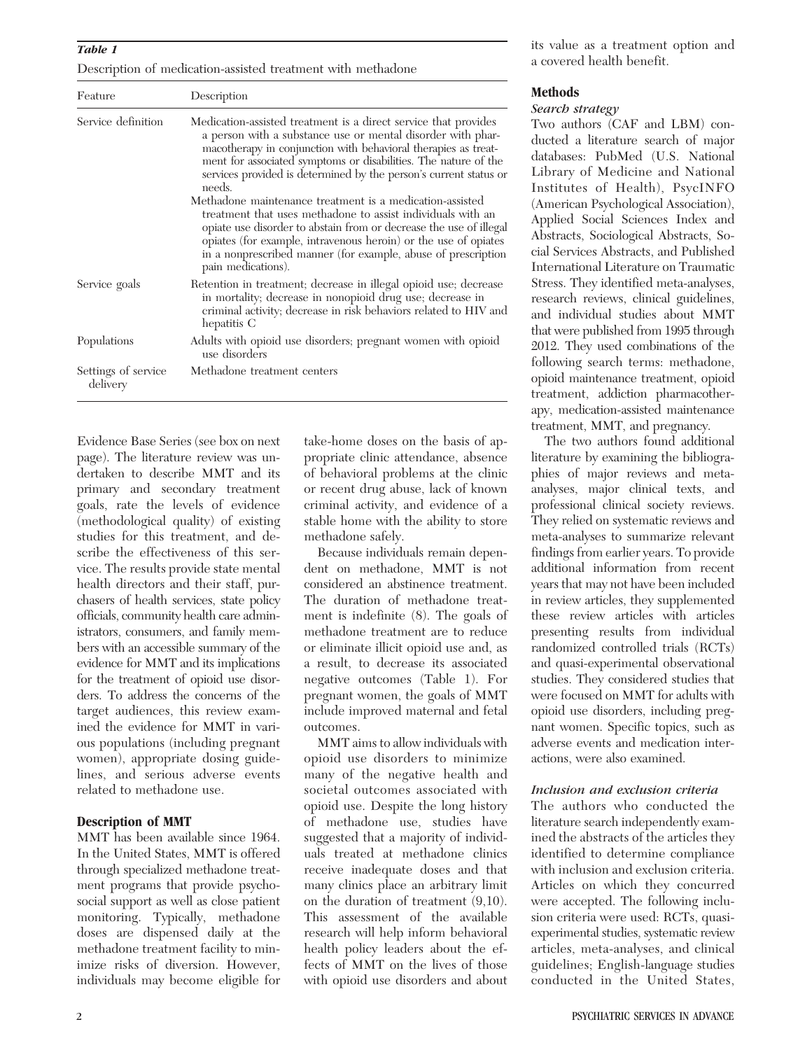*Table 1*

Description of medication-assisted treatment with methadone

| Feature | Description |
|---|---|
| Service definition | Medication-assisted treatment is a direct service that provides a person with a substance use or mental disorder with pharmacotherapy in conjunction with behavioral therapies as treatment for associated symptoms or disabilities. The nature of the services provided is determined by the person's current status or needs. Methadone maintenance treatment is a medication-assisted treatment that uses methadone to assist individuals with an opiate use disorder to abstain from or decrease the use of illegal opiates (for example, intravenous heroin) or the use of opiates in a nonprescribed manner (for example, abuse of prescription pain medications). |
| Service goals | Retention in treatment; decrease in illegal opioid use; decrease in mortality; decrease in nonopioid drug use; decrease in criminal activity; decrease in risk behaviors related to HIV and hepatitis C |
| Populations | Adults with opioid use disorders; pregnant women with opioid use disorders |
| Settings of service delivery | Methadone treatment centers |

Evidence Base Series (see box on next page). The literature review was undertaken to describe MMT and its primary and secondary treatment goals, rate the levels of evidence (methodological quality) of existing studies for this treatment, and describe the effectiveness of this service. The results provide state mental health directors and their staff, purchasers of health services, state policy officials, community health care administrators, consumers, and family members with an accessible summary of the evidence for MMT and its implications for the treatment of opioid use disorders. To address the concerns of the target audiences, this review examined the evidence for MMT in various populations (including pregnant women), appropriate dosing guidelines, and serious adverse events related to methadone use.

## Description of MMT

MMT has been available since 1964. In the United States, MMT is offered through specialized methadone treatment programs that provide psychosocial support as well as close patient monitoring. Typically, methadone doses are dispensed daily at the methadone treatment facility to minimize risks of diversion. However, individuals may become eligible for take-home doses on the basis of appropriate clinic attendance, absence of behavioral problems at the clinic or recent drug abuse, lack of known criminal activity, and evidence of a stable home with the ability to store methadone safely.

Because individuals remain dependent on methadone, MMT is not considered an abstinence treatment. The duration of methadone treatment is indefinite (8). The goals of methadone treatment are to reduce or eliminate illicit opioid use and, as a result, to decrease its associated negative outcomes (Table 1). For pregnant women, the goals of MMT include improved maternal and fetal outcomes.

MMT aims to allow individuals with opioid use disorders to minimize many of the negative health and societal outcomes associated with opioid use. Despite the long history of methadone use, studies have suggested that a majority of individuals treated at methadone clinics receive inadequate doses and that many clinics place an arbitrary limit on the duration of treatment (9,10). This assessment of the available research will help inform behavioral health policy leaders about the effects of MMT on the lives of those with opioid use disorders and about its value as a treatment option and a covered health benefit.

## Methods

### *Search strategy*

Two authors (CAF and LBM) conducted a literature search of major databases: PubMed (U.S. National Library of Medicine and National Institutes of Health), PsycINFO (American Psychological Association), Applied Social Sciences Index and Abstracts, Sociological Abstracts, Social Services Abstracts, and Published International Literature on Traumatic Stress. They identified meta-analyses, research reviews, clinical guidelines, and individual studies about MMT that were published from 1995 through 2012. They used combinations of the following search terms: methadone, opioid maintenance treatment, opioid treatment, addiction pharmacotherapy, medication-assisted maintenance treatment, MMT, and pregnancy.

The two authors found additional literature by examining the bibliographies of major reviews and meta-analyses, major clinical texts, and professional clinical society reviews. They relied on systematic reviews and meta-analyses to summarize relevant findings from earlier years. To provide additional information from recent years that may not have been included in review articles, they supplemented these review articles with articles presenting results from individual randomized controlled trials (RCTs) and quasi-experimental observational studies. They considered studies that were focused on MMT for adults with opioid use disorders, including pregnant women. Specific topics, such as adverse events and medication interactions, were also examined.

### *Inclusion and exclusion criteria*

The authors who conducted the literature search independently examined the abstracts of the articles they identified to determine compliance with inclusion and exclusion criteria. Articles on which they concurred were accepted. The following inclusion criteria were used: RCTs, quasi-experimental studies, systematic review articles, meta-analyses, and clinical guidelines; English-language studies conducted in the United States,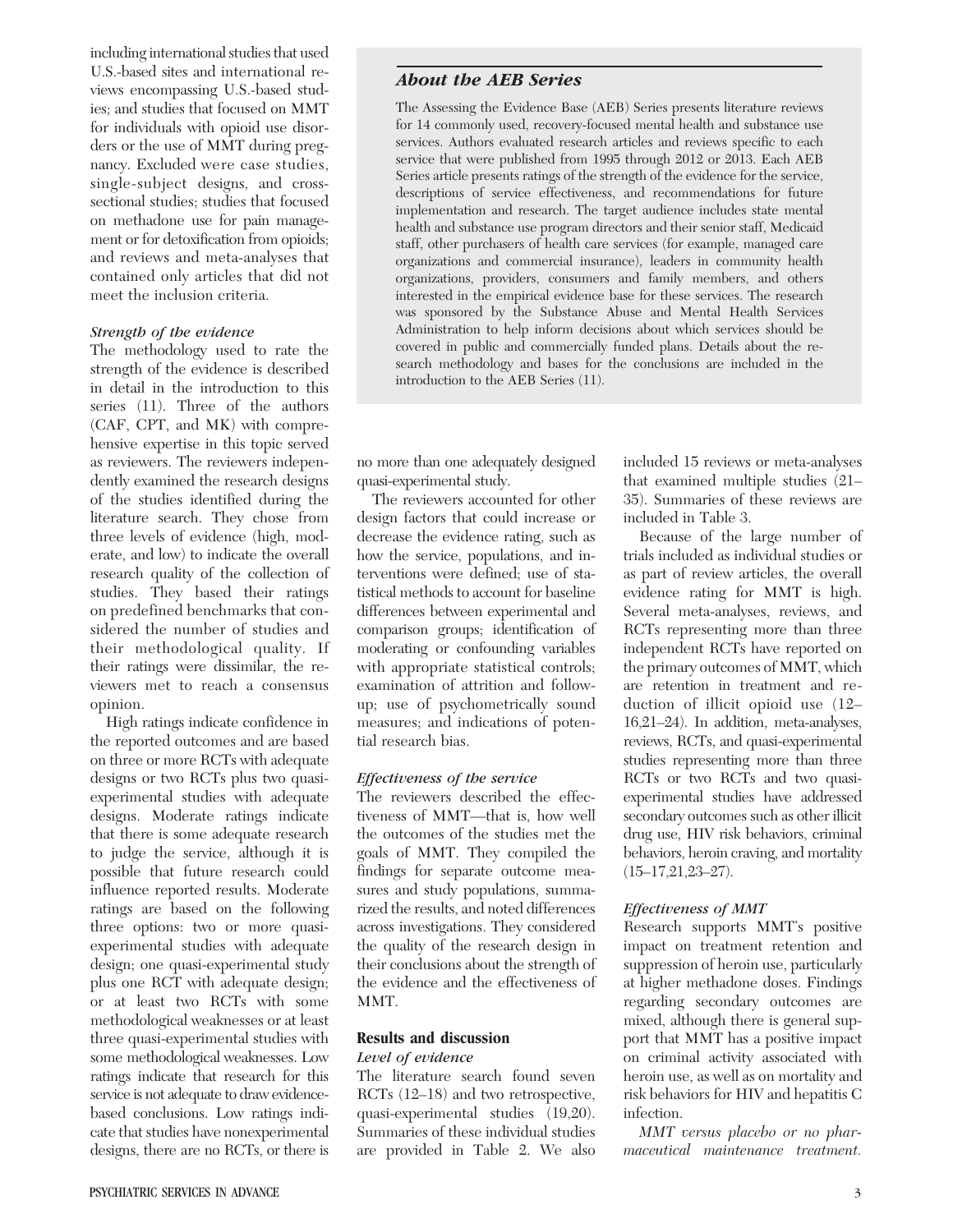including international studies that used U.S.-based sites and international reviews encompassing U.S.-based studies; and studies that focused on MMT for individuals with opioid use disorders or the use of MMT during pregnancy. Excluded were case studies, single-subject designs, and cross-sectional studies; studies that focused on methadone use for pain management or for detoxification from opioids; and reviews and meta-analyses that contained only articles that did not meet the inclusion criteria.

### *Strength of the evidence*

The methodology used to rate the strength of the evidence is described in detail in the introduction to this series (11). Three of the authors (CAF, CPT, and MK) with comprehensive expertise in this topic served as reviewers. The reviewers independently examined the research designs of the studies identified during the literature search. They chose from three levels of evidence (high, moderate, and low) to indicate the overall research quality of the collection of studies. They based their ratings on predefined benchmarks that considered the number of studies and their methodological quality. If their ratings were dissimilar, the reviewers met to reach a consensus opinion.

High ratings indicate confidence in the reported outcomes and are based on three or more RCTs with adequate designs or two RCTs plus two quasi-experimental studies with adequate designs. Moderate ratings indicate that there is some adequate research to judge the service, although it is possible that future research could influence reported results. Moderate ratings are based on the following three options: two or more quasi-experimental studies with adequate design; one quasi-experimental study plus one RCT with adequate design; or at least two RCTs with some methodological weaknesses or at least three quasi-experimental studies with some methodological weaknesses. Low ratings indicate that research for this service is not adequate to draw evidence-based conclusions. Low ratings indicate that studies have nonexperimental designs, there are no RCTs, or there is no more than one adequately designed quasi-experimental study.

The reviewers accounted for other design factors that could increase or decrease the evidence rating, such as how the service, populations, and interventions were defined; use of statistical methods to account for baseline differences between experimental and comparison groups; identification of moderating or confounding variables with appropriate statistical controls; examination of attrition and follow-up; use of psychometrically sound measures; and indications of potential research bias.

### *Effectiveness of the service*

The reviewers described the effectiveness of MMT—that is, how well the outcomes of the studies met the goals of MMT. They compiled the findings for separate outcome measures and study populations, summarized the results, and noted differences across investigations. They considered the quality of the research design in their conclusions about the strength of the evidence and the effectiveness of MMT.

## Results and discussion

### *Level of evidence*

The literature search found seven RCTs (12–18) and two retrospective, quasi-experimental studies (19,20). Summaries of these individual studies are provided in Table 2. We also included 15 reviews or meta-analyses that examined multiple studies (21–35). Summaries of these reviews are included in Table 3.

Because of the large number of trials included as individual studies or as part of review articles, the overall evidence rating for MMT is high. Several meta-analyses, reviews, and RCTs representing more than three independent RCTs have reported on the primary outcomes of MMT, which are retention in treatment and reduction of illicit opioid use (12–16,21–24). In addition, meta-analyses, reviews, RCTs, and quasi-experimental studies representing more than three RCTs or two RCTs and two quasi-experimental studies have addressed secondary outcomes such as other illicit drug use, HIV risk behaviors, criminal behaviors, heroin craving, and mortality (15–17,21,23–27).

### *Effectiveness of MMT*

Research supports MMT's positive impact on treatment retention and suppression of heroin use, particularly at higher methadone doses. Findings regarding secondary outcomes are mixed, although there is general support that MMT has a positive impact on criminal activity associated with heroin use, as well as on mortality and risk behaviors for HIV and hepatitis C infection.

*MMT versus placebo or no pharmaceutical maintenance treatment.*

> ### *About the AEB Series*
>
> The Assessing the Evidence Base (AEB) Series presents literature reviews for 14 commonly used, recovery-focused mental health and substance use services. Authors evaluated research articles and reviews specific to each service that were published from 1995 through 2012 or 2013. Each AEB Series article presents ratings of the strength of the evidence for the service, descriptions of service effectiveness, and recommendations for future implementation and research. The target audience includes state mental health and substance use program directors and their senior staff, Medicaid staff, other purchasers of health care services (for example, managed care organizations and commercial insurance), leaders in community health organizations, providers, consumers and family members, and others interested in the empirical evidence base for these services. The research was sponsored by the Substance Abuse and Mental Health Services Administration to help inform decisions about which services should be covered in public and commercially funded plans. Details about the research methodology and bases for the conclusions are included in the introduction to the AEB Series (11).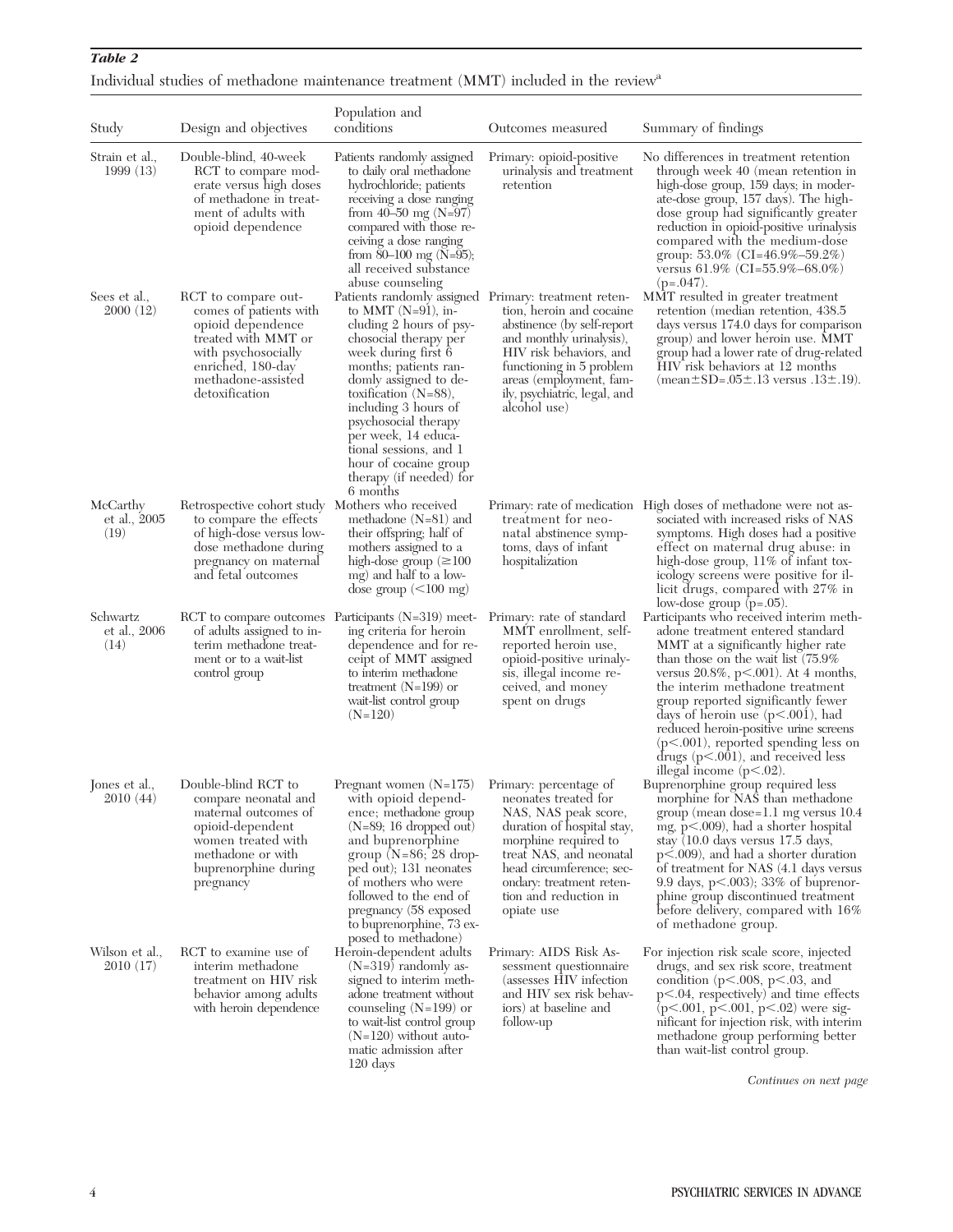***Table 2***

Individual studies of methadone maintenance treatment (MMT) included in the review[a]

| Study | Design and objectives | Population and conditions | Outcomes measured | Summary of findings |
|---|---|---|---|---|
| Strain et al., 1999 (13) | Double-blind, 40-week RCT to compare moderate versus high doses of methadone in treatment of adults with opioid dependence | Patients randomly assigned to daily oral methadone hydrochloride; patients receiving a dose ranging from 40–50 mg (N=97) compared with those receiving a dose ranging from 80–100 mg (N=95); all received substance abuse counseling | Primary: opioid-positive urinalysis and treatment retention | No differences in treatment retention through week 40 (mean retention in high-dose group, 159 days; in moderate-dose group, 157 days). The high-dose group had significantly greater reduction in opioid-positive urinalysis compared with the medium-dose group: 53.0% (CI=46.9%–59.2%) versus 61.9% (CI=55.9%–68.0%) (p=.047). |
| Sees et al., 2000 (12) | RCT to compare outcomes of patients with opioid dependence treated with MMT or with psychosocially enriched, 180-day methadone-assisted detoxification | Patients randomly assigned to MMT (N=91), including 2 hours of psychosocial therapy per week during first 6 months; patients randomly assigned to detoxification (N=88), including 3 hours of psychosocial therapy per week, 14 educational sessions, and 1 hour of cocaine group therapy (if needed) for 6 months | Primary: treatment retention, heroin and cocaine abstinence (by self-report and monthly urinalysis), HIV risk behaviors, and functioning in 5 problem areas (employment, family, psychiatric, legal, and alcohol use) | MMT resulted in greater treatment retention (median retention, 438.5 days versus 174.0 days for comparison group) and lower heroin use. MMT group had a lower rate of drug-related HIV risk behaviors at 12 months (mean±SD=.05±.13 versus .13±.19). |
| McCarthy et al., 2005 (19) | Retrospective cohort study to compare the effects of high-dose versus low-dose methadone during pregnancy on maternal and fetal outcomes | Mothers who received methadone (N=81) and their offspring; half of mothers assigned to a high-dose group (≥100 mg) and half to a low-dose group (<100 mg) | Primary: rate of medication treatment for neonatal abstinence symptoms, days of infant hospitalization | High doses of methadone were not associated with increased risks of NAS symptoms. High doses had a positive effect on maternal drug abuse: in high-dose group, 11% of infant toxicology screens were positive for illicit drugs, compared with 27% in low-dose group (p=.05). |
| Schwartz et al., 2006 (14) | RCT to compare outcomes of adults assigned to interim methadone treatment or to a wait-list control group | Participants (N=319) meeting criteria for heroin dependence and for receipt of MMT assigned to interim methadone treatment (N=199) or wait-list control group (N=120) | Primary: rate of standard MMT enrollment, self-reported heroin use, opioid-positive urinalysis, illegal income received, and money spent on drugs | Participants who received interim methadone treatment entered standard MMT at a significantly higher rate than those on the wait list (75.9% versus 20.8%, p<.001). At 4 months, the interim methadone treatment group reported significantly fewer days of heroin use (p<.001), had reduced heroin-positive urine screens (p<.001), reported spending less on drugs (p<.001), and received less illegal income (p<.02). |
| Jones et al., 2010 (44) | Double-blind RCT to compare neonatal and maternal outcomes of opioid-dependent women treated with methadone or with buprenorphine during pregnancy | Pregnant women (N=175) with opioid dependence; methadone group (N=89; 16 dropped out) and buprenorphine group (N=86; 28 dropped out); 131 neonates of mothers who were followed to the end of pregnancy (58 exposed to buprenorphine, 73 exposed to methadone) | Primary: percentage of neonates treated for NAS, NAS peak score, duration of hospital stay, morphine required to treat NAS, and neonatal head circumference; secondary: treatment retention and reduction in opiate use | Buprenorphine group required less morphine for NAS than methadone group (mean dose=1.1 mg versus 10.4 mg, p<.009), had a shorter hospital stay (10.0 days versus 17.5 days, p<.009), and had a shorter duration of treatment for NAS (4.1 days versus 9.9 days, p<.003); 33% of buprenorphine group discontinued treatment before delivery, compared with 16% of methadone group. |
| Wilson et al., 2010 (17) | RCT to examine use of interim methadone treatment on HIV risk behavior among adults with heroin dependence | Heroin-dependent adults (N=319) randomly assigned to interim methadone treatment without counseling (N=199) or to wait-list control group (N=120) without automatic admission after 120 days | Primary: AIDS Risk Assessment questionnaire (assesses HIV infection and HIV sex risk behaviors) at baseline and follow-up | For injection risk scale score, injected drugs, and sex risk score, treatment condition (p<.008, p<.03, and p<.04, respectively) and time effects (p<.001, p<.001, p<.02) were significant for injection risk, with interim methadone group performing better than wait-list control group. |

*Continues on next page*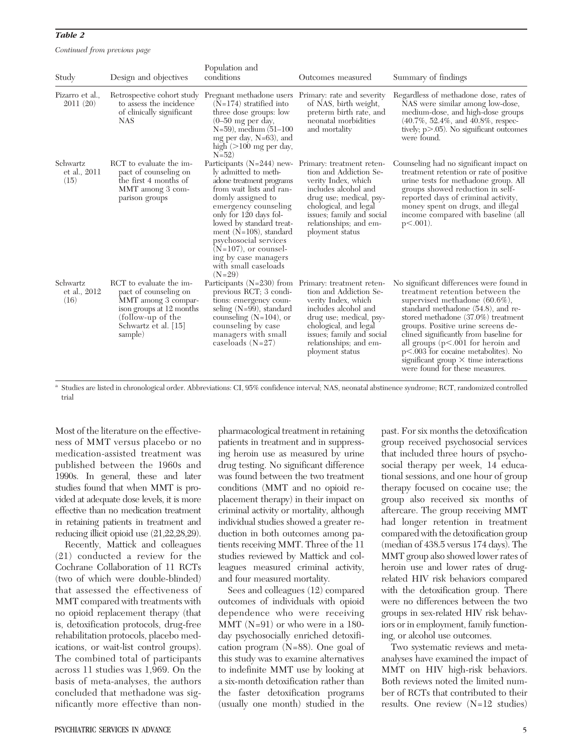*Table 2*

*Continued from previous page*

| Study | Design and objectives | Population and conditions | Outcomes measured | Summary of findings |
|---|---|---|---|---|
| Pizarro et al., 2011 (20) | Retrospective cohort study to assess the incidence of clinically significant NAS | Pregnant methadone users (N=174) stratified into three dose groups: low (0–50 mg per day, N=59), medium (51–100 mg per day, N=63), and high (>100 mg per day, N=52) | Primary: rate and severity of NAS, birth weight, preterm birth rate, and neonatal morbidities and mortality | Regardless of methadone dose, rates of NAS were similar among low-dose, medium-dose, and high-dose groups (40.7%, 52.4%, and 40.8%, respectively; p>.05). No significant outcomes were found. |
| Schwartz et al., 2011 (15) | RCT to evaluate the impact of counseling on the first 4 months of MMT among 3 comparison groups | Participants (N=244) newly admitted to methadone treatment programs from wait lists and randomly assigned to emergency counseling only for 120 days followed by standard treatment (N=108), standard psychosocial services (N=107), or counseling by case managers with small caseloads (N=29) | Primary: treatment retention and Addiction Severity Index, which includes alcohol and drug use; medical, psychological, and legal issues; family and social relationships; and employment status | Counseling had no significant impact on treatment retention or rate of positive urine tests for methadone group. All groups showed reduction in self-reported days of criminal activity, money spent on drugs, and illegal income compared with baseline (all p<.001). |
| Schwartz et al., 2012 (16) | RCT to evaluate the impact of counseling on MMT among 3 comparison groups at 12 months (follow-up of the Schwartz et al. [15] sample) | Participants (N=230) from previous RCT; 3 conditions: emergency counseling (N=99), standard counseling (N=104), or counseling by case managers with small caseloads (N=27) | Primary: treatment retention and Addiction Severity Index, which includes alcohol and drug use; medical, psychological, and legal issues; family and social relationships; and employment status | No significant differences were found in treatment retention between the supervised methadone (60.6%), standard methadone (54.8), and restored methadone (37.0%) treatment groups. Positive urine screens declined significantly from baseline for all groups (p<.001 for heroin and p<.003 for cocaine metabolites). No significant group × time interactions were found for these measures. |

[a] Studies are listed in chronological order. Abbreviations: CI, 95% confidence interval; NAS, neonatal abstinence syndrome; RCT, randomized controlled trial

Most of the literature on the effectiveness of MMT versus placebo or no medication-assisted treatment was published between the 1960s and 1990s. In general, these and later studies found that when MMT is provided at adequate dose levels, it is more effective than no medication treatment in retaining patients in treatment and reducing illicit opioid use (21,22,28,29).

Recently, Mattick and colleagues (21) conducted a review for the Cochrane Collaboration of 11 RCTs (two of which were double-blinded) that assessed the effectiveness of MMT compared with treatments with no opioid replacement therapy (that is, detoxification protocols, drug-free rehabilitation protocols, placebo medications, or wait-list control groups). The combined total of participants across 11 studies was 1,969. On the basis of meta-analyses, the authors concluded that methadone was significantly more effective than nonpharmacological treatment in retaining patients in treatment and in suppressing heroin use as measured by urine drug testing. No significant difference was found between the two treatment conditions (MMT and no opioid replacement therapy) in their impact on criminal activity or mortality, although individual studies showed a greater reduction in both outcomes among patients receiving MMT. Three of the 11 studies reviewed by Mattick and colleagues measured criminal activity, and four measured mortality.

Sees and colleagues (12) compared outcomes of individuals with opioid dependence who were receiving MMT (N=91) or who were in a 180-day psychosocially enriched detoxification program (N=88). One goal of this study was to examine alternatives to indefinite MMT use by looking at a six-month detoxification rather than the faster detoxification programs (usually one month) studied in the past. For six months the detoxification group received psychosocial services that included three hours of psychosocial therapy per week, 14 educational sessions, and one hour of group therapy focused on cocaine use; the group also received six months of aftercare. The group receiving MMT had longer retention in treatment compared with the detoxification group (median of 438.5 versus 174 days). The MMT group also showed lower rates of heroin use and lower rates of drug-related HIV risk behaviors compared with the detoxification group. There were no differences between the two groups in sex-related HIV risk behaviors or in employment, family functioning, or alcohol use outcomes.

Two systematic reviews and meta-analyses have examined the impact of MMT on HIV high-risk behaviors. Both reviews noted the limited number of RCTs that contributed to their results. One review (N=12 studies)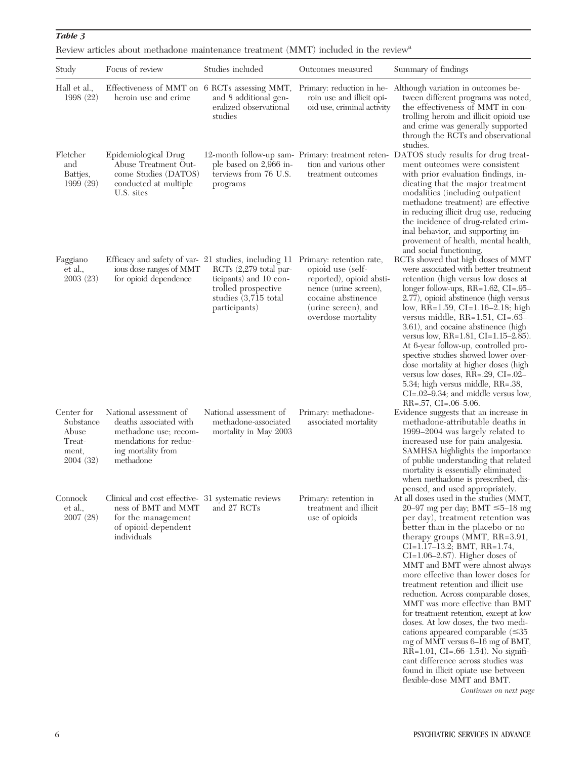***Table 3***

Review articles about methadone maintenance treatment (MMT) included in the review[a]

| Study | Focus of review | Studies included | Outcomes measured | Summary of findings |
|---|---|---|---|---|
| Hall et al., 1998 (22) | Effectiveness of MMT on heroin use and crime | 6 RCTs assessing MMT, and 8 additional generalized observational studies | Primary: reduction in heroin use and illicit opioid use, criminal activity | Although variation in outcomes between different programs was noted, the effectiveness of MMT in controlling heroin and illicit opioid use and crime was generally supported through the RCTs and observational studies. |
| Fletcher and Battjes, 1999 (29) | Epidemiological Drug Abuse Treatment Outcome Studies (DATOS) conducted at multiple U.S. sites | 12-month follow-up sample based on 2,966 interviews from 76 U.S. programs | Primary: treatment retention and various other treatment outcomes | DATOS study results for drug treatment outcomes were consistent with prior evaluation findings, indicating that the major treatment modalities (including outpatient methadone treatment) are effective in reducing illicit drug use, reducing the incidence of drug-related criminal behavior, and supporting improvement of health, mental health, and social functioning. |
| Faggiano et al., 2003 (23) | Efficacy and safety of various dose ranges of MMT for opioid dependence | 21 studies, including 11 RCTs (2,279 total participants) and 10 controlled prospective studies (3,715 total participants) | Primary: retention rate, opioid use (self-reported), opioid abstinence (urine screen), cocaine abstinence (urine screen), and overdose mortality | RCTs showed that high doses of MMT were associated with better treatment retention (high versus low doses at longer follow-ups, RR=1.62, CI=.95–2.77), opioid abstinence (high versus low, RR=1.59, CI=1.16–2.18; high versus middle, RR=1.51, CI=.63–3.61), and cocaine abstinence (high versus low, RR=1.81, CI=1.15–2.85). At 6-year follow-up, controlled prospective studies showed lower overdose mortality at higher doses (high versus low doses, RR=.29, CI=.02–5.34; high versus middle, RR=.38, CI=.02–9.34; and middle versus low, RR=.57, CI=.06–5.06. |
| Center for Substance Abuse Treatment, 2004 (32) | National assessment of deaths associated with methadone use; recommendations for reducing mortality from methadone | National assessment of methadone-associated mortality in May 2003 | Primary: methadone-associated mortality | Evidence suggests that an increase in methadone-attributable deaths in 1999–2004 was largely related to increased use for pain analgesia. SAMHSA highlights the importance of public understanding that related mortality is essentially eliminated when methadone is prescribed, dispensed, and used appropriately. |
| Connock et al., 2007 (28) | Clinical and cost effectiveness of BMT and MMT for the management of opioid-dependent individuals | 31 systematic reviews and 27 RCTs | Primary: retention in treatment and illicit use of opioids | At all doses used in the studies (MMT, 20–97 mg per day; BMT ≤5–18 mg per day), treatment retention was better than in the placebo or no therapy groups (MMT, RR=3.91, CI=1.17–13.2; BMT, RR=1.74, CI=1.06–2.87). Higher doses of MMT and BMT were almost always more effective than lower doses for treatment retention and illicit use reduction. Across comparable doses, MMT was more effective than BMT for treatment retention, except at low doses. At low doses, the two medications appeared comparable (≤35 mg of MMT versus 6–16 mg of BMT, RR=1.01, CI=.66–1.54). No significant difference across studies was found in illicit opiate use between flexible-dose MMT and BMT. |

*Continues on next page*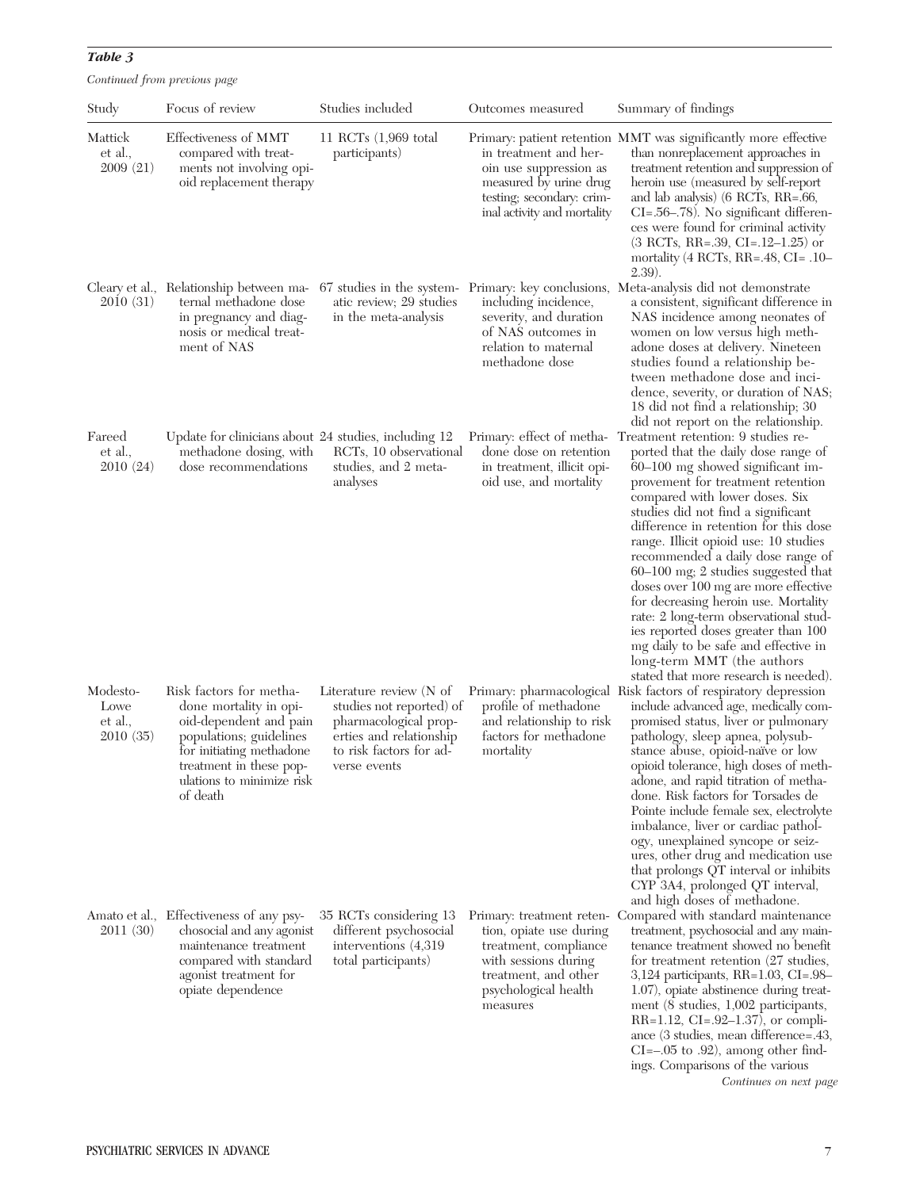***Table 3***

*Continued from previous page*

| Study | Focus of review | Studies included | Outcomes measured | Summary of findings |
|---|---|---|---|---|
| Mattick et al., 2009 (21) | Effectiveness of MMT compared with treatments not involving opioid replacement therapy | 11 RCTs (1,969 total participants) | Primary: patient retention in treatment and heroin use suppression as measured by urine drug testing; secondary: criminal activity and mortality | MMT was significantly more effective than nonreplacement approaches in treatment retention and suppression of heroin use (measured by self-report and lab analysis) (6 RCTs, RR=.66, CI=.56–.78). No significant differences were found for criminal activity (3 RCTs, RR=.39, CI=.12–1.25) or mortality (4 RCTs, RR=.48, CI= .10–2.39). |
| Cleary et al., 2010 (31) | Relationship between maternal methadone dose in pregnancy and diagnosis or medical treatment of NAS | 67 studies in the systematic review; 29 studies in the meta-analysis | Primary: key conclusions, including incidence, severity, and duration of NAS outcomes in relation to maternal methadone dose | Meta-analysis did not demonstrate a consistent, significant difference in NAS incidence among neonates of women on low versus high methadone doses at delivery. Nineteen studies found a relationship between methadone dose and incidence, severity, or duration of NAS; 18 did not find a relationship; 30 did not report on the relationship. |
| Fareed et al., 2010 (24) | Update for clinicians about methadone dosing, with dose recommendations | 24 studies, including 12 RCTs, 10 observational studies, and 2 meta-analyses | Primary: effect of methadone dose on retention in treatment, illicit opioid use, and mortality | Treatment retention: 9 studies reported that the daily dose range of 60–100 mg showed significant improvement for treatment retention compared with lower doses. Six studies did not find a significant difference in retention for this dose range. Illicit opioid use: 10 studies recommended a daily dose range of 60–100 mg; 2 studies suggested that doses over 100 mg are more effective for decreasing heroin use. Mortality rate: 2 long-term observational studies reported doses greater than 100 mg daily to be safe and effective in long-term MMT (the authors stated that more research is needed). |
| Modesto-Lowe et al., 2010 (35) | Risk factors for methadone mortality in opioid-dependent and pain populations; guidelines for initiating methadone treatment in these populations to minimize risk of death | Literature review (N of studies not reported) of pharmacological properties and relationship to risk factors for adverse events | Primary: pharmacological profile of methadone and relationship to risk factors for methadone mortality | Risk factors of respiratory depression include advanced age, medically compromised status, liver or pulmonary pathology, sleep apnea, polysubstance abuse, opioid-naïve or low opioid tolerance, high doses of methadone, and rapid titration of methadone. Risk factors for Torsades de Pointe include female sex, electrolyte imbalance, liver or cardiac pathology, unexplained syncope or seizures, other drug and medication use that prolongs QT interval or inhibits CYP 3A4, prolonged QT interval, and high doses of methadone. |
| Amato et al., 2011 (30) | Effectiveness of any psychosocial and any agonist maintenance treatment compared with standard agonist treatment for opiate dependence | 35 RCTs considering 13 different psychosocial interventions (4,319 total participants) | Primary: treatment retention, opiate use during treatment, compliance with sessions during treatment, and other psychological health measures | Compared with standard maintenance treatment, psychosocial and any maintenance treatment showed no benefit for treatment retention (27 studies, 3,124 participants, RR=1.03, CI=.98–1.07), opiate abstinence during treatment (8 studies, 1,002 participants, RR=1.12, CI=.92–1.37), or compliance (3 studies, mean difference=.43, CI=–.05 to .92), among other findings. Comparisons of the various |

*Continues on next page*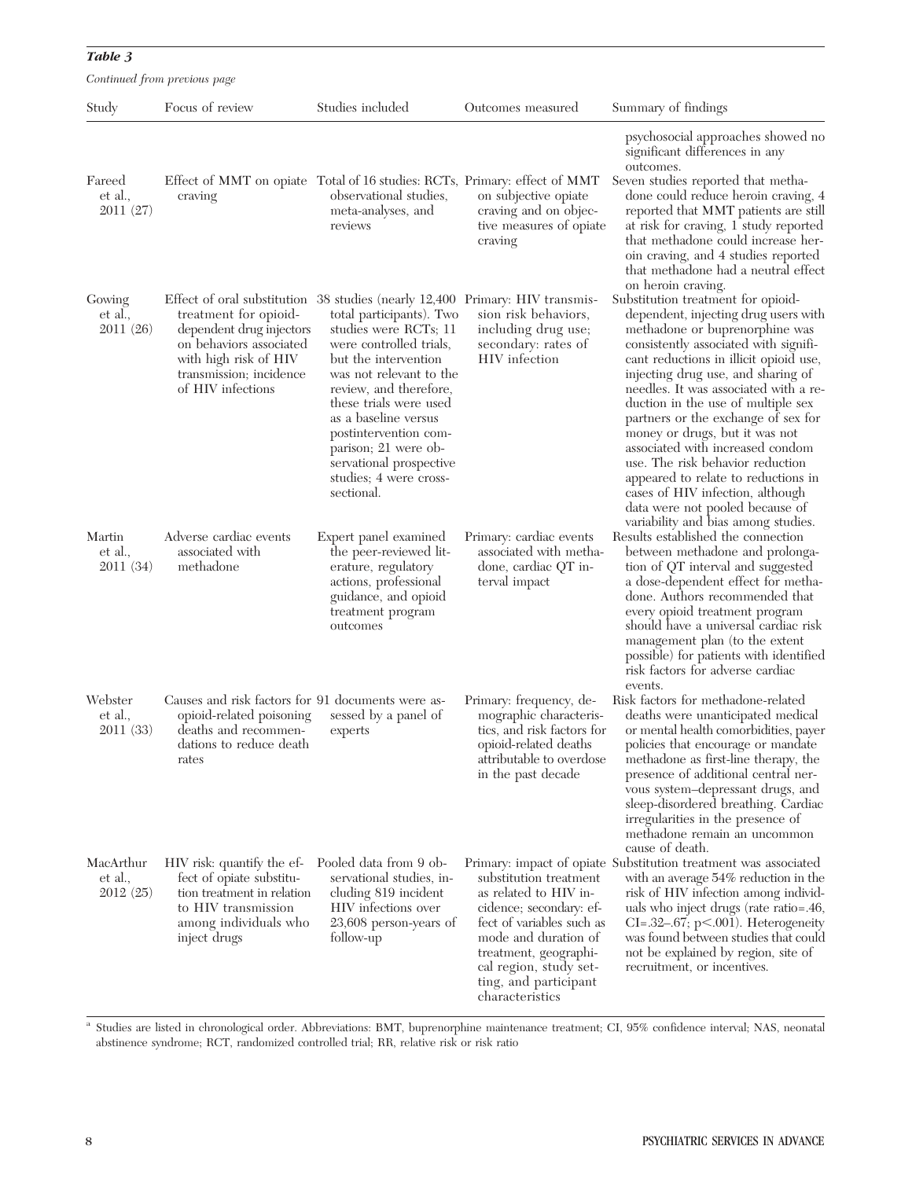*Table 3*

*Continued from previous page*

| Study | Focus of review | Studies included | Outcomes measured | Summary of findings |
|---|---|---|---|---|
| | | | | psychosocial approaches showed no significant differences in any outcomes. |
| Fareed et al., 2011 (27) | Effect of MMT on opiate craving | Total of 16 studies: RCTs, observational studies, meta-analyses, and reviews | Primary: effect of MMT on subjective opiate craving and on objective measures of opiate craving | Seven studies reported that methadone could reduce heroin craving, 4 reported that MMT patients are still at risk for craving, 1 study reported that methadone could increase heroin craving, and 4 studies reported that methadone had a neutral effect on heroin craving. |
| Gowing et al., 2011 (26) | Effect of oral substitution treatment for opioid-dependent drug injectors on behaviors associated with high risk of HIV transmission; incidence of HIV infections | 38 studies (nearly 12,400 total participants). Two studies were RCTs; 11 were controlled trials, but the intervention was not relevant to the review, and therefore, these trials were used as a baseline versus postintervention comparison; 21 were observational prospective studies; 4 were cross-sectional. | Primary: HIV transmission risk behaviors, including drug use; secondary: rates of HIV infection | Substitution treatment for opioid-dependent, injecting drug users with methadone or buprenorphine was consistently associated with significant reductions in illicit opioid use, injecting drug use, and sharing of needles. It was associated with a reduction in the use of multiple sex partners or the exchange of sex for money or drugs, but it was not associated with increased condom use. The risk behavior reduction appeared to relate to reductions in cases of HIV infection, although data were not pooled because of variability and bias among studies. |
| Martin et al., 2011 (34) | Adverse cardiac events associated with methadone | Expert panel examined the peer-reviewed literature, regulatory actions, professional guidance, and opioid treatment program outcomes | Primary: cardiac events associated with methadone, cardiac QT interval impact | Results established the connection between methadone and prolongation of QT interval and suggested a dose-dependent effect for methadone. Authors recommended that every opioid treatment program should have a universal cardiac risk management plan (to the extent possible) for patients with identified risk factors for adverse cardiac events. |
| Webster et al., 2011 (33) | Causes and risk factors for opioid-related poisoning deaths and recommendations to reduce death rates | 91 documents were assessed by a panel of experts | Primary: frequency, demographic characteristics, and risk factors for opioid-related deaths attributable to overdose in the past decade | Risk factors for methadone-related deaths were unanticipated medical or mental health comorbidities, payer policies that encourage or mandate methadone as first-line therapy, the presence of additional central nervous system–depressant drugs, and sleep-disordered breathing. Cardiac irregularities in the presence of methadone remain an uncommon cause of death. |
| MacArthur et al., 2012 (25) | HIV risk: quantify the effect of opiate substitution treatment in relation to HIV transmission among individuals who inject drugs | Pooled data from 9 observational studies, including 819 incident HIV infections over 23,608 person-years of follow-up | Primary: impact of opiate substitution treatment as related to HIV incidence; secondary: effect of variables such as mode and duration of treatment, geographical region, study setting, and participant characteristics | Substitution treatment was associated with an average 54% reduction in the risk of HIV infection among individuals who inject drugs (rate ratio=.46, CI=.32–.67; $p<.001$). Heterogeneity was found between studies that could not be explained by region, site of recruitment, or incentives. |

[a] Studies are listed in chronological order. Abbreviations: BMT, buprenorphine maintenance treatment; CI, 95% confidence interval; NAS, neonatal abstinence syndrome; RCT, randomized controlled trial; RR, relative risk or risk ratio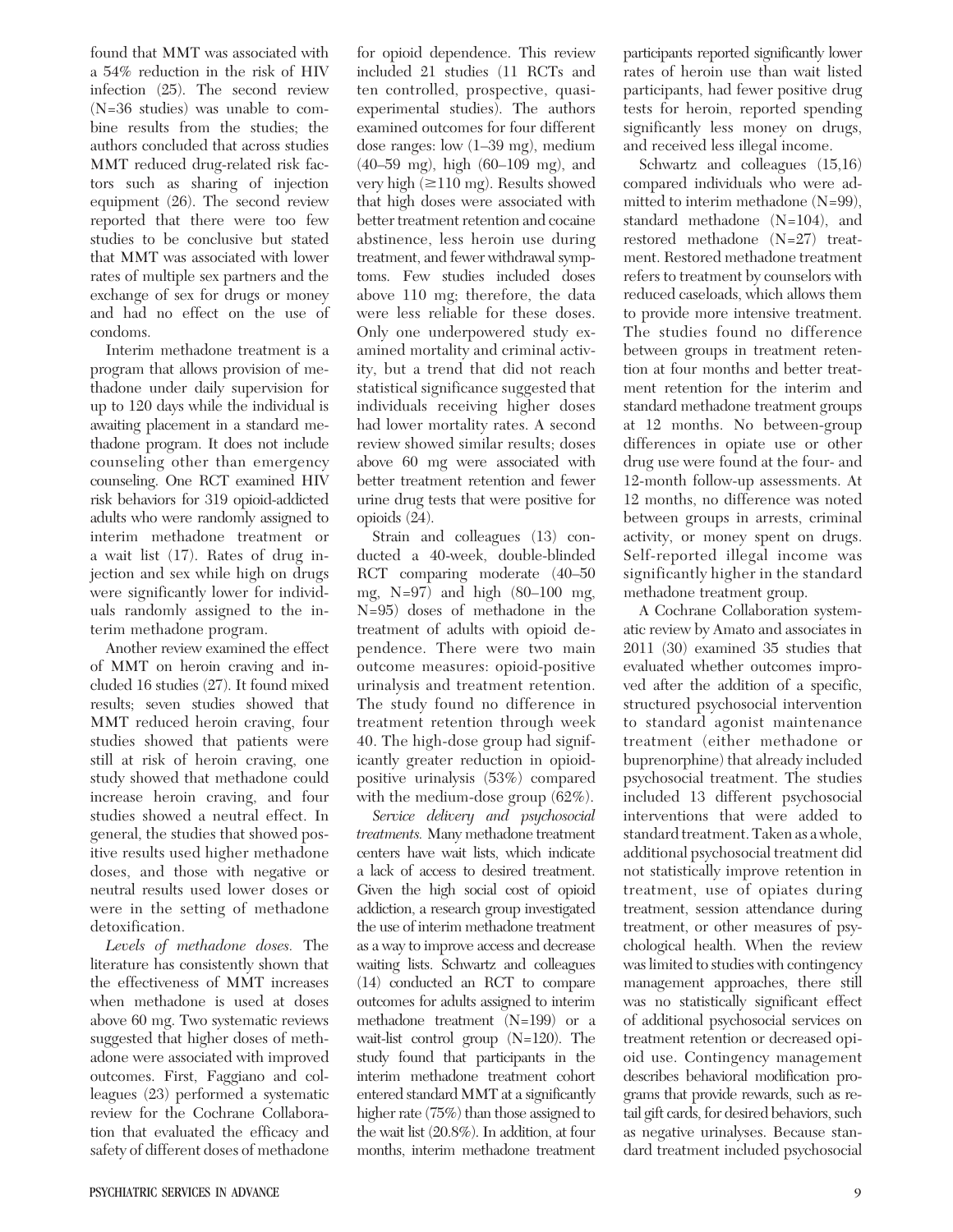found that MMT was associated with a 54% reduction in the risk of HIV infection (25). The second review (N=36 studies) was unable to combine results from the studies; the authors concluded that across studies MMT reduced drug-related risk factors such as sharing of injection equipment (26). The second review reported that there were too few studies to be conclusive but stated that MMT was associated with lower rates of multiple sex partners and the exchange of sex for drugs or money and had no effect on the use of condoms.

Interim methadone treatment is a program that allows provision of methadone under daily supervision for up to 120 days while the individual is awaiting placement in a standard methadone program. It does not include counseling other than emergency counseling. One RCT examined HIV risk behaviors for 319 opioid-addicted adults who were randomly assigned to interim methadone treatment or a wait list (17). Rates of drug injection and sex while high on drugs were significantly lower for individuals randomly assigned to the interim methadone program.

Another review examined the effect of MMT on heroin craving and included 16 studies (27). It found mixed results; seven studies showed that MMT reduced heroin craving, four studies showed that patients were still at risk of heroin craving, one study showed that methadone could increase heroin craving, and four studies showed a neutral effect. In general, the studies that showed positive results used higher methadone doses, and those with negative or neutral results used lower doses or were in the setting of methadone detoxification.

*Levels of methadone doses.* The literature has consistently shown that the effectiveness of MMT increases when methadone is used at doses above 60 mg. Two systematic reviews suggested that higher doses of methadone were associated with improved outcomes. First, Faggiano and colleagues (23) performed a systematic review for the Cochrane Collaboration that evaluated the efficacy and safety of different doses of methadone for opioid dependence. This review included 21 studies (11 RCTs and ten controlled, prospective, quasi-experimental studies). The authors examined outcomes for four different dose ranges: low (1–39 mg), medium (40–59 mg), high (60–109 mg), and very high (≥110 mg). Results showed that high doses were associated with better treatment retention and cocaine abstinence, less heroin use during treatment, and fewer withdrawal symptoms. Few studies included doses above 110 mg; therefore, the data were less reliable for these doses. Only one underpowered study examined mortality and criminal activity, but a trend that did not reach statistical significance suggested that individuals receiving higher doses had lower mortality rates. A second review showed similar results; doses above 60 mg were associated with better treatment retention and fewer urine drug tests that were positive for opioids (24).

Strain and colleagues (13) conducted a 40-week, double-blinded RCT comparing moderate (40–50 mg, N=97) and high (80–100 mg, N=95) doses of methadone in the treatment of adults with opioid dependence. There were two main outcome measures: opioid-positive urinalysis and treatment retention. The study found no difference in treatment retention through week 40. The high-dose group had significantly greater reduction in opioid-positive urinalysis (53%) compared with the medium-dose group (62%).

*Service delivery and psychosocial treatments.* Many methadone treatment centers have wait lists, which indicate a lack of access to desired treatment. Given the high social cost of opioid addiction, a research group investigated the use of interim methadone treatment as a way to improve access and decrease waiting lists. Schwartz and colleagues (14) conducted an RCT to compare outcomes for adults assigned to interim methadone treatment (N=199) or a wait-list control group (N=120). The study found that participants in the interim methadone treatment cohort entered standard MMT at a significantly higher rate (75%) than those assigned to the wait list (20.8%). In addition, at four months, interim methadone treatment participants reported significantly lower rates of heroin use than wait listed participants, had fewer positive drug tests for heroin, reported spending significantly less money on drugs, and received less illegal income.

Schwartz and colleagues (15,16) compared individuals who were admitted to interim methadone (N=99), standard methadone (N=104), and restored methadone (N=27) treatment. Restored methadone treatment refers to treatment by counselors with reduced caseloads, which allows them to provide more intensive treatment. The studies found no difference between groups in treatment retention at four months and better treatment retention for the interim and standard methadone treatment groups at 12 months. No between-group differences in opiate use or other drug use were found at the four- and 12-month follow-up assessments. At 12 months, no difference was noted between groups in arrests, criminal activity, or money spent on drugs. Self-reported illegal income was significantly higher in the standard methadone treatment group.

A Cochrane Collaboration systematic review by Amato and associates in 2011 (30) examined 35 studies that evaluated whether outcomes improved after the addition of a specific, structured psychosocial intervention to standard agonist maintenance treatment (either methadone or buprenorphine) that already included psychosocial treatment. The studies included 13 different psychosocial interventions that were added to standard treatment. Taken as a whole, additional psychosocial treatment did not statistically improve retention in treatment, use of opiates during treatment, session attendance during treatment, or other measures of psychological health. When the review was limited to studies with contingency management approaches, there still was no statistically significant effect of additional psychosocial services on treatment retention or decreased opioid use. Contingency management describes behavioral modification programs that provide rewards, such as retail gift cards, for desired behaviors, such as negative urinalyses. Because standard treatment included psychosocial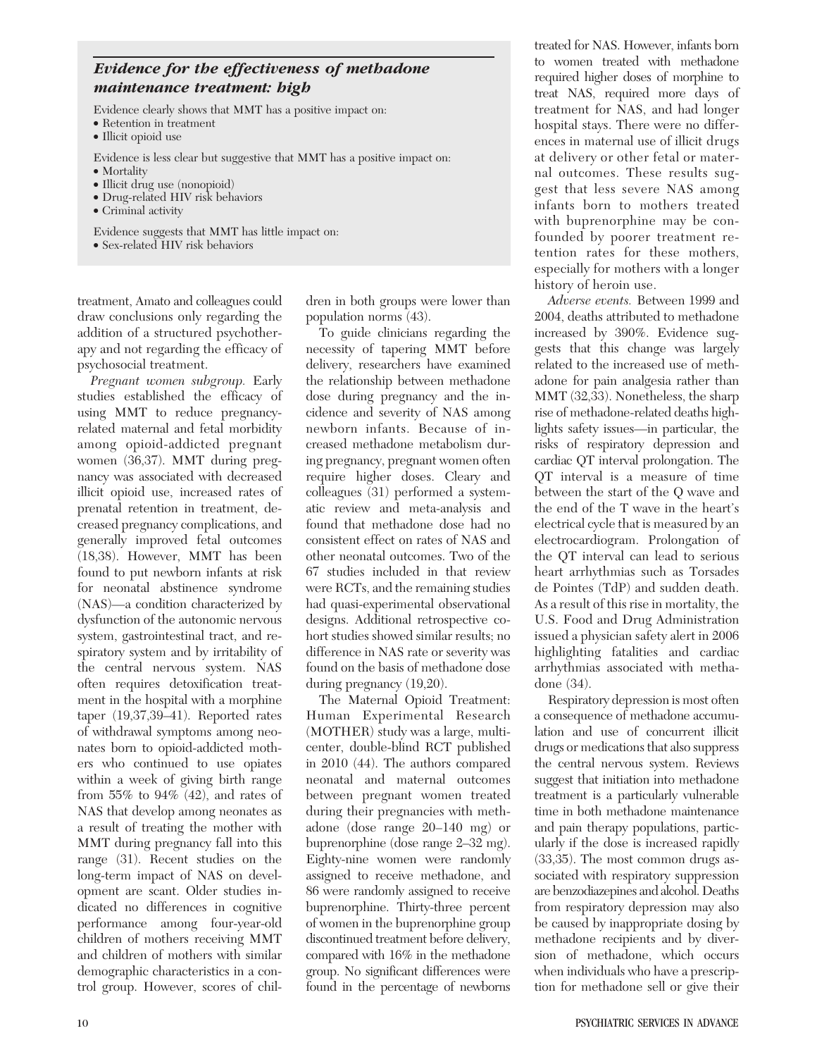### *Evidence for the effectiveness of methadone maintenance treatment: high*

Evidence clearly shows that MMT has a positive impact on:

- Retention in treatment
- Illicit opioid use

Evidence is less clear but suggestive that MMT has a positive impact on:

- Mortality
- Illicit drug use (nonopioid)
- Drug-related HIV risk behaviors
- Criminal activity

Evidence suggests that MMT has little impact on:

- Sex-related HIV risk behaviors

treatment, Amato and colleagues could draw conclusions only regarding the addition of a structured psychotherapy and not regarding the efficacy of psychosocial treatment.

*Pregnant women subgroup.* Early studies established the efficacy of using MMT to reduce pregnancy-related maternal and fetal morbidity among opioid-addicted pregnant women (36,37). MMT during pregnancy was associated with decreased illicit opioid use, increased rates of prenatal retention in treatment, decreased pregnancy complications, and generally improved fetal outcomes (18,38). However, MMT has been found to put newborn infants at risk for neonatal abstinence syndrome (NAS)—a condition characterized by dysfunction of the autonomic nervous system, gastrointestinal tract, and respiratory system and by irritability of the central nervous system. NAS often requires detoxification treatment in the hospital with a morphine taper (19,37,39–41). Reported rates of withdrawal symptoms among neonates born to opioid-addicted mothers who continued to use opiates within a week of giving birth range from 55% to 94% (42), and rates of NAS that develop among neonates as a result of treating the mother with MMT during pregnancy fall into this range (31). Recent studies on the long-term impact of NAS on development are scant. Older studies indicated no differences in cognitive performance among four-year-old children of mothers receiving MMT and children of mothers with similar demographic characteristics in a control group. However, scores of children in both groups were lower than population norms (43).

To guide clinicians regarding the necessity of tapering MMT before delivery, researchers have examined the relationship between methadone dose during pregnancy and the incidence and severity of NAS among newborn infants. Because of increased methadone metabolism during pregnancy, pregnant women often require higher doses. Cleary and colleagues (31) performed a systematic review and meta-analysis and found that methadone dose had no consistent effect on rates of NAS and other neonatal outcomes. Two of the 67 studies included in that review were RCTs, and the remaining studies had quasi-experimental observational designs. Additional retrospective cohort studies showed similar results; no difference in NAS rate or severity was found on the basis of methadone dose during pregnancy (19,20).

The Maternal Opioid Treatment: Human Experimental Research (MOTHER) study was a large, multicenter, double-blind RCT published in 2010 (44). The authors compared neonatal and maternal outcomes between pregnant women treated during their pregnancies with methadone (dose range 20–140 mg) or buprenorphine (dose range 2–32 mg). Eighty-nine women were randomly assigned to receive methadone, and 86 were randomly assigned to receive buprenorphine. Thirty-three percent of women in the buprenorphine group discontinued treatment before delivery, compared with 16% in the methadone group. No significant differences were found in the percentage of newborns treated for NAS. However, infants born to women treated with methadone required higher doses of morphine to treat NAS, required more days of treatment for NAS, and had longer hospital stays. There were no differences in maternal use of illicit drugs at delivery or other fetal or maternal outcomes. These results suggest that less severe NAS among infants born to mothers treated with buprenorphine may be confounded by poorer treatment retention rates for these mothers, especially for mothers with a longer history of heroin use.

*Adverse events.* Between 1999 and 2004, deaths attributed to methadone increased by 390%. Evidence suggests that this change was largely related to the increased use of methadone for pain analgesia rather than MMT (32,33). Nonetheless, the sharp rise of methadone-related deaths highlights safety issues—in particular, the risks of respiratory depression and cardiac QT interval prolongation. The QT interval is a measure of time between the start of the Q wave and the end of the T wave in the heart's electrical cycle that is measured by an electrocardiogram. Prolongation of the QT interval can lead to serious heart arrhythmias such as Torsades de Pointes (TdP) and sudden death. As a result of this rise in mortality, the U.S. Food and Drug Administration issued a physician safety alert in 2006 highlighting fatalities and cardiac arrhythmias associated with methadone (34).

Respiratory depression is most often a consequence of methadone accumulation and use of concurrent illicit drugs or medications that also suppress the central nervous system. Reviews suggest that initiation into methadone treatment is a particularly vulnerable time in both methadone maintenance and pain therapy populations, particularly if the dose is increased rapidly (33,35). The most common drugs associated with respiratory suppression are benzodiazepines and alcohol. Deaths from respiratory depression may also be caused by inappropriate dosing by methadone recipients and by diversion of methadone, which occurs when individuals who have a prescription for methadone sell or give their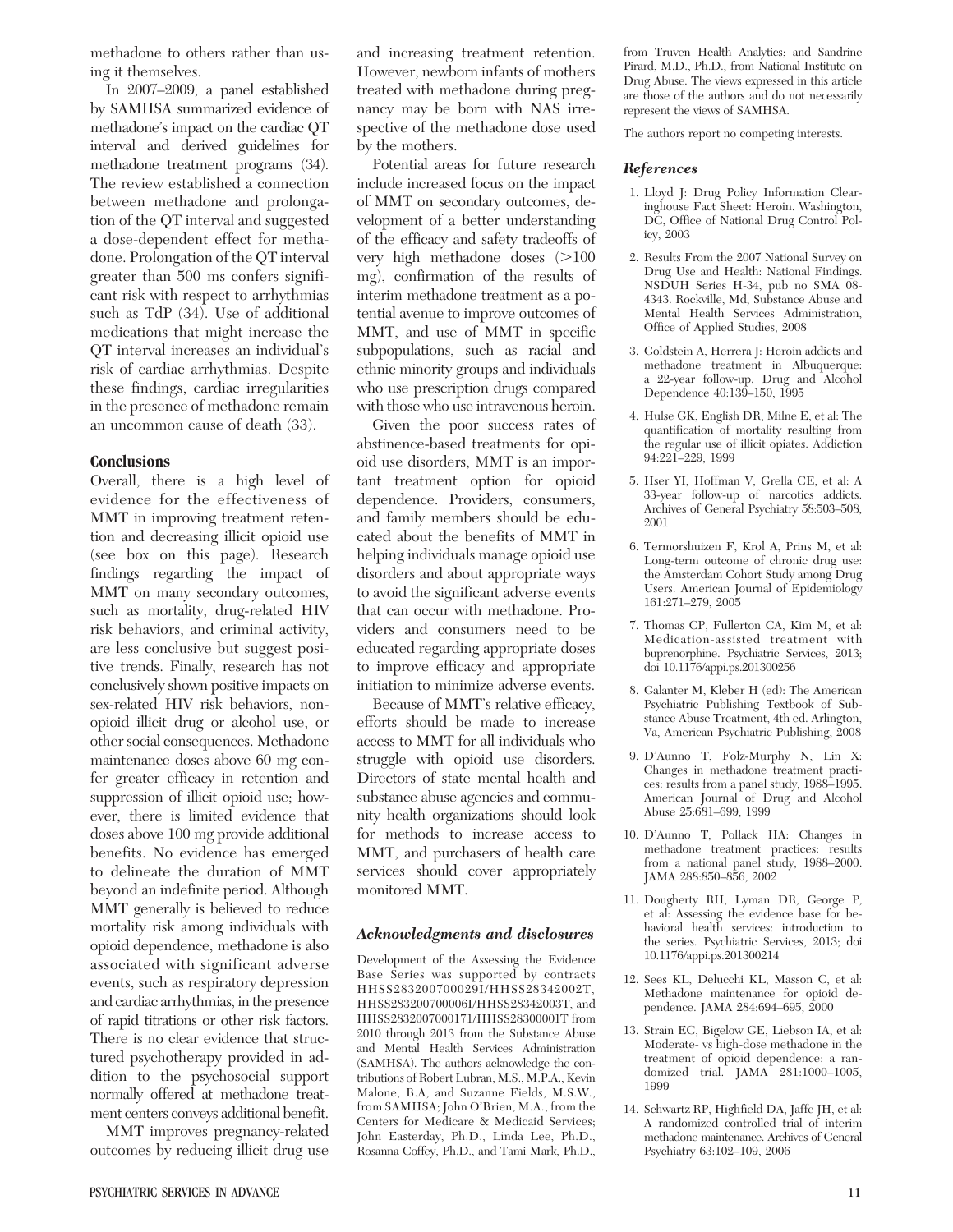methadone to others rather than using it themselves.

In 2007–2009, a panel established by SAMHSA summarized evidence of methadone's impact on the cardiac QT interval and derived guidelines for methadone treatment programs (34). The review established a connection between methadone and prolongation of the QT interval and suggested a dose-dependent effect for methadone. Prolongation of the QT interval greater than 500 ms confers significant risk with respect to arrhythmias such as TdP (34). Use of additional medications that might increase the QT interval increases an individual's risk of cardiac arrhythmias. Despite these findings, cardiac irregularities in the presence of methadone remain an uncommon cause of death (33).

## Conclusions

Overall, there is a high level of evidence for the effectiveness of MMT in improving treatment retention and decreasing illicit opioid use (see box on this page). Research findings regarding the impact of MMT on many secondary outcomes, such as mortality, drug-related HIV risk behaviors, and criminal activity, are less conclusive but suggest positive trends. Finally, research has not conclusively shown positive impacts on sex-related HIV risk behaviors, nonopioid illicit drug or alcohol use, or other social consequences. Methadone maintenance doses above 60 mg confer greater efficacy in retention and suppression of illicit opioid use; however, there is limited evidence that doses above 100 mg provide additional benefits. No evidence has emerged to delineate the duration of MMT beyond an indefinite period. Although MMT generally is believed to reduce mortality risk among individuals with opioid dependence, methadone is also associated with significant adverse events, such as respiratory depression and cardiac arrhythmias, in the presence of rapid titrations or other risk factors. There is no clear evidence that structured psychotherapy provided in addition to the psychosocial support normally offered at methadone treatment centers conveys additional benefit.

MMT improves pregnancy-related outcomes by reducing illicit drug use and increasing treatment retention. However, newborn infants of mothers treated with methadone during pregnancy may be born with NAS irrespective of the methadone dose used by the mothers.

Potential areas for future research include increased focus on the impact of MMT on secondary outcomes, development of a better understanding of the efficacy and safety tradeoffs of very high methadone doses (>100 mg), confirmation of the results of interim methadone treatment as a potential avenue to improve outcomes of MMT, and use of MMT in specific subpopulations, such as racial and ethnic minority groups and individuals who use prescription drugs compared with those who use intravenous heroin.

Given the poor success rates of abstinence-based treatments for opioid use disorders, MMT is an important treatment option for opioid dependence. Providers, consumers, and family members should be educated about the benefits of MMT in helping individuals manage opioid use disorders and about appropriate ways to avoid the significant adverse events that can occur with methadone. Providers and consumers need to be educated regarding appropriate doses to improve efficacy and appropriate initiation to minimize adverse events.

Because of MMT's relative efficacy, efforts should be made to increase access to MMT for all individuals who struggle with opioid use disorders. Directors of state mental health and substance abuse agencies and community health organizations should look for methods to increase access to MMT, and purchasers of health care services should cover appropriately monitored MMT.

### *Acknowledgments and disclosures*

Development of the Assessing the Evidence Base Series was supported by contracts HHSS283200700029I/HHSS28342002T, HHSS283200700006I/HHSS28342003T, and HHSS283200700017I/HHSS28300001T from 2010 through 2013 from the Substance Abuse and Mental Health Services Administration (SAMHSA). The authors acknowledge the contributions of Robert Lubran, M.S., M.P.A., Kevin Malone, B.A, and Suzanne Fields, M.S.W., from SAMHSA; John O'Brien, M.A., from the Centers for Medicare & Medicaid Services; John Easterday, Ph.D., Linda Lee, Ph.D., Rosanna Coffey, Ph.D., and Tami Mark, Ph.D., from Truven Health Analytics; and Sandrine Pirard, M.D., Ph.D., from National Institute on Drug Abuse. The views expressed in this article are those of the authors and do not necessarily represent the views of SAMHSA.

The authors report no competing interests.

### *References*

1. Lloyd J: Drug Policy Information Clearinghouse Fact Sheet: Heroin. Washington, DC, Office of National Drug Control Policy, 2003
2. Results From the 2007 National Survey on Drug Use and Health: National Findings. NSDUH Series H-34, pub no SMA 08-4343. Rockville, Md, Substance Abuse and Mental Health Services Administration, Office of Applied Studies, 2008
3. Goldstein A, Herrera J: Heroin addicts and methadone treatment in Albuquerque: a 22-year follow-up. Drug and Alcohol Dependence 40:139–150, 1995
4. Hulse GK, English DR, Milne E, et al: The quantification of mortality resulting from the regular use of illicit opiates. Addiction 94:221–229, 1999
5. Hser YI, Hoffman V, Grella CE, et al: A 33-year follow-up of narcotics addicts. Archives of General Psychiatry 58:503–508, 2001
6. Termorshuizen F, Krol A, Prins M, et al: Long-term outcome of chronic drug use: the Amsterdam Cohort Study among Drug Users. American Journal of Epidemiology 161:271–279, 2005
7. Thomas CP, Fullerton CA, Kim M, et al: Medication-assisted treatment with buprenorphine. Psychiatric Services, 2013; doi 10.1176/appi.ps.201300256
8. Galanter M, Kleber H (ed): The American Psychiatric Publishing Textbook of Substance Abuse Treatment, 4th ed. Arlington, Va, American Psychiatric Publishing, 2008
9. D'Aunno T, Folz-Murphy N, Lin X: Changes in methadone treatment practices: results from a panel study, 1988–1995. American Journal of Drug and Alcohol Abuse 25:681–699, 1999
10. D'Aunno T, Pollack HA: Changes in methadone treatment practices: results from a national panel study, 1988–2000. JAMA 288:850–856, 2002
11. Dougherty RH, Lyman DR, George P, et al: Assessing the evidence base for behavioral health services: introduction to the series. Psychiatric Services, 2013; doi 10.1176/appi.ps.201300214
12. Sees KL, Delucchi KL, Masson C, et al: Methadone maintenance for opioid dependence. JAMA 284:694–695, 2000
13. Strain EC, Bigelow GE, Liebson IA, et al: Moderate- vs high-dose methadone in the treatment of opioid dependence: a randomized trial. JAMA 281:1000–1005, 1999
14. Schwartz RP, Highfield DA, Jaffe JH, et al: A randomized controlled trial of interim methadone maintenance. Archives of General Psychiatry 63:102–109, 2006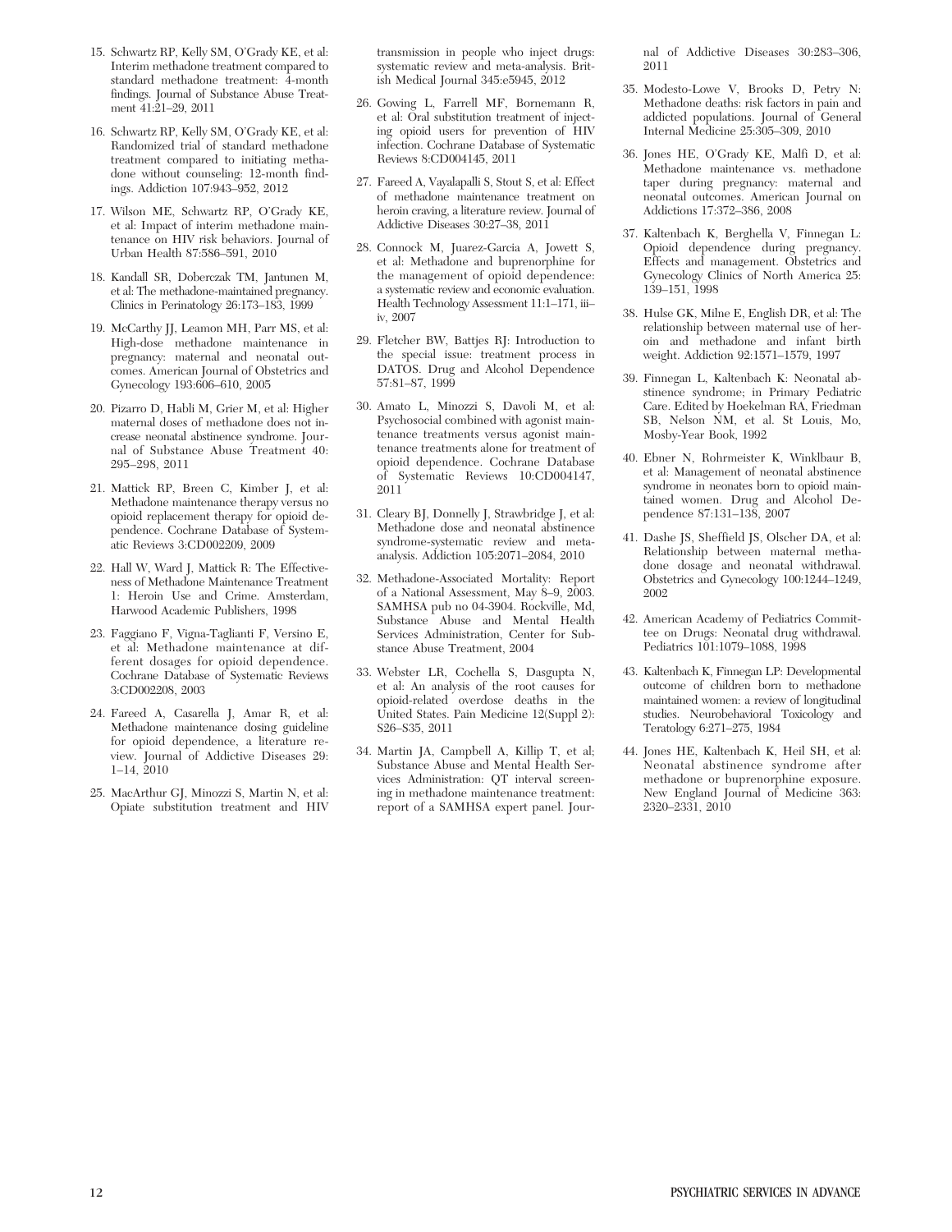15. Schwartz RP, Kelly SM, O'Grady KE, et al: Interim methadone treatment compared to standard methadone treatment: 4-month findings. Journal of Substance Abuse Treatment 41:21–29, 2011

16. Schwartz RP, Kelly SM, O'Grady KE, et al: Randomized trial of standard methadone treatment compared to initiating methadone without counseling: 12-month findings. Addiction 107:943–952, 2012

17. Wilson ME, Schwartz RP, O'Grady KE, et al: Impact of interim methadone maintenance on HIV risk behaviors. Journal of Urban Health 87:586–591, 2010

18. Kandall SR, Doberczak TM, Jantunen M, et al: The methadone-maintained pregnancy. Clinics in Perinatology 26:173–183, 1999

19. McCarthy JJ, Leamon MH, Parr MS, et al: High-dose methadone maintenance in pregnancy: maternal and neonatal outcomes. American Journal of Obstetrics and Gynecology 193:606–610, 2005

20. Pizarro D, Habli M, Grier M, et al: Higher maternal doses of methadone does not increase neonatal abstinence syndrome. Journal of Substance Abuse Treatment 40: 295–298, 2011

21. Mattick RP, Breen C, Kimber J, et al: Methadone maintenance therapy versus no opioid replacement therapy for opioid dependence. Cochrane Database of Systematic Reviews 3:CD002209, 2009

22. Hall W, Ward J, Mattick R: The Effectiveness of Methadone Maintenance Treatment 1: Heroin Use and Crime. Amsterdam, Harwood Academic Publishers, 1998

23. Faggiano F, Vigna-Taglianti F, Versino E, et al: Methadone maintenance at different dosages for opioid dependence. Cochrane Database of Systematic Reviews 3:CD002208, 2003

24. Fareed A, Casarella J, Amar R, et al: Methadone maintenance dosing guideline for opioid dependence, a literature review. Journal of Addictive Diseases 29: 1–14, 2010

25. MacArthur GJ, Minozzi S, Martin N, et al: Opiate substitution treatment and HIV transmission in people who inject drugs: systematic review and meta-analysis. British Medical Journal 345:e5945, 2012

26. Gowing L, Farrell MF, Bornemann R, et al: Oral substitution treatment of injecting opioid users for prevention of HIV infection. Cochrane Database of Systematic Reviews 8:CD004145, 2011

27. Fareed A, Vayalapalli S, Stout S, et al: Effect of methadone maintenance treatment on heroin craving, a literature review. Journal of Addictive Diseases 30:27–38, 2011

28. Connock M, Juarez-Garcia A, Jowett S, et al: Methadone and buprenorphine for the management of opioid dependence: a systematic review and economic evaluation. Health Technology Assessment 11:1–171, iii–iv, 2007

29. Fletcher BW, Battjes RJ: Introduction to the special issue: treatment process in DATOS. Drug and Alcohol Dependence 57:81–87, 1999

30. Amato L, Minozzi S, Davoli M, et al: Psychosocial combined with agonist maintenance treatments versus agonist maintenance treatments alone for treatment of opioid dependence. Cochrane Database of Systematic Reviews 10:CD004147, 2011

31. Cleary BJ, Donnelly J, Strawbridge J, et al: Methadone dose and neonatal abstinence syndrome-systematic review and meta-analysis. Addiction 105:2071–2084, 2010

32. Methadone-Associated Mortality: Report of a National Assessment, May 8–9, 2003. SAMHSA pub no 04-3904. Rockville, Md, Substance Abuse and Mental Health Services Administration, Center for Substance Abuse Treatment, 2004

33. Webster LR, Cochella S, Dasgupta N, et al: An analysis of the root causes for opioid-related overdose deaths in the United States. Pain Medicine 12(Suppl 2): S26–S35, 2011

34. Martin JA, Campbell A, Killip T, et al; Substance Abuse and Mental Health Services Administration: QT interval screening in methadone maintenance treatment: report of a SAMHSA expert panel. Journal of Addictive Diseases 30:283–306, 2011

35. Modesto-Lowe V, Brooks D, Petry N: Methadone deaths: risk factors in pain and addicted populations. Journal of General Internal Medicine 25:305–309, 2010

36. Jones HE, O'Grady KE, Malfi D, et al: Methadone maintenance vs. methadone taper during pregnancy: maternal and neonatal outcomes. American Journal on Addictions 17:372–386, 2008

37. Kaltenbach K, Berghella V, Finnegan L: Opioid dependence during pregnancy. Effects and management. Obstetrics and Gynecology Clinics of North America 25: 139–151, 1998

38. Hulse GK, Milne E, English DR, et al: The relationship between maternal use of heroin and methadone and infant birth weight. Addiction 92:1571–1579, 1997

39. Finnegan L, Kaltenbach K: Neonatal abstinence syndrome; in Primary Pediatric Care. Edited by Hoekelman RA, Friedman SB, Nelson NM, et al. St Louis, Mo, Mosby-Year Book, 1992

40. Ebner N, Rohrmeister K, Winklbaur B, et al: Management of neonatal abstinence syndrome in neonates born to opioid maintained women. Drug and Alcohol Dependence 87:131–138, 2007

41. Dashe JS, Sheffield JS, Olscher DA, et al: Relationship between maternal methadone dosage and neonatal withdrawal. Obstetrics and Gynecology 100:1244–1249, 2002

42. American Academy of Pediatrics Committee on Drugs: Neonatal drug withdrawal. Pediatrics 101:1079–1088, 1998

43. Kaltenbach K, Finnegan LP: Developmental outcome of children born to methadone maintained women: a review of longitudinal studies. Neurobehavioral Toxicology and Teratology 6:271–275, 1984

44. Jones HE, Kaltenbach K, Heil SH, et al: Neonatal abstinence syndrome after methadone or buprenorphine exposure. New England Journal of Medicine 363: 2320–2331, 2010